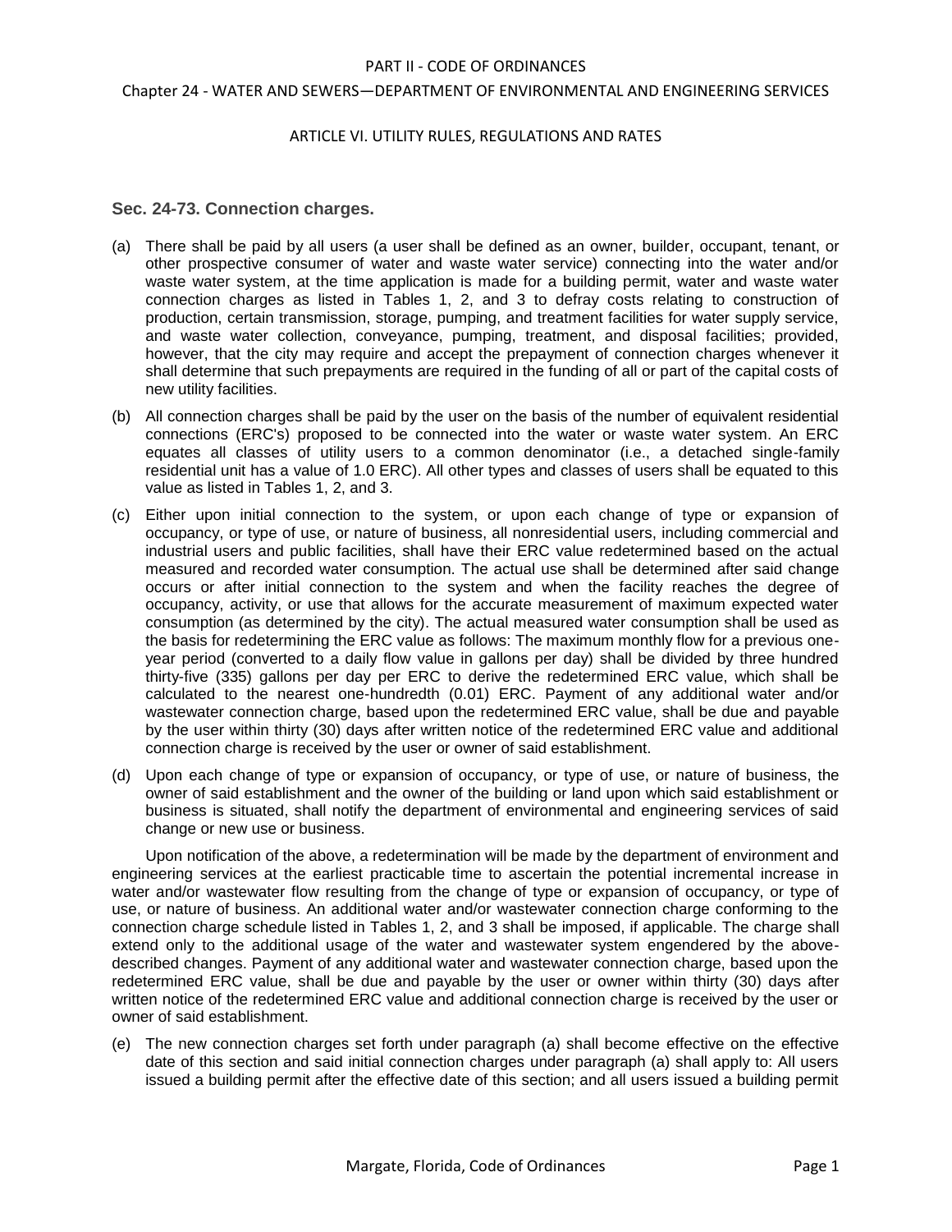PART II - CODE OF ORDINANCES

Chapter 24 - WATER AND SEWERS—DEPARTMENT OF ENVIRONMENTAL AND ENGINEERING SERVICES

ARTICLE VI. UTILITY RULES, REGULATIONS AND RATES

### Sec. 24-73. Connection charges.

(a) There shall be paid by all users (a user shall be defined as an owner, builder, occupant, tenant, or other prospective consumer of water and waste water service) connecting into the water and/or waste water system, at the time application is made for a building permit, water and waste water connection charges as listed in Tables 1, 2, and 3 to defray costs relating to construction of production, certain transmission, storage, pumping, and treatment facilities for water supply service, and waste water collection, conveyance, pumping, treatment, and disposal facilities; provided, however, that the city may require and accept the prepayment of connection charges whenever it shall determine that such prepayments are required in the funding of all or part of the capital costs of new utility facilities.

(b) All connection charges shall be paid by the user on the basis of the number of equivalent residential connections (ERC's) proposed to be connected into the water or waste water system. An ERC equates all classes of utility users to a common denominator (i.e., a detached single-family residential unit has a value of 1.0 ERC). All other types and classes of users shall be equated to this value as listed in Tables 1, 2, and 3.

(c) Either upon initial connection to the system, or upon each change of type or expansion of occupancy, or type of use, or nature of business, all nonresidential users, including commercial and industrial users and public facilities, shall have their ERC value redetermined based on the actual measured and recorded water consumption. The actual use shall be determined after said change occurs or after initial connection to the system and when the facility reaches the degree of occupancy, activity, or use that allows for the accurate measurement of maximum expected water consumption (as determined by the city). The actual measured water consumption shall be used as the basis for redetermining the ERC value as follows: The maximum monthly flow for a previous one-year period (converted to a daily flow value in gallons per day) shall be divided by three hundred thirty-five (335) gallons per day per ERC to derive the redetermined ERC value, which shall be calculated to the nearest one-hundredth (0.01) ERC. Payment of any additional water and/or wastewater connection charge, based upon the redetermined ERC value, shall be due and payable by the user within thirty (30) days after written notice of the redetermined ERC value and additional connection charge is received by the user or owner of said establishment.

(d) Upon each change of type or expansion of occupancy, or type of use, or nature of business, the owner of said establishment and the owner of the building or land upon which said establishment or business is situated, shall notify the department of environmental and engineering services of said change or new use or business.

Upon notification of the above, a redetermination will be made by the department of environment and engineering services at the earliest practicable time to ascertain the potential incremental increase in water and/or wastewater flow resulting from the change of type or expansion of occupancy, or type of use, or nature of business. An additional water and/or wastewater connection charge conforming to the connection charge schedule listed in Tables 1, 2, and 3 shall be imposed, if applicable. The charge shall extend only to the additional usage of the water and wastewater system engendered by the above-described changes. Payment of any additional water and wastewater connection charge, based upon the redetermined ERC value, shall be due and payable by the user or owner within thirty (30) days after written notice of the redetermined ERC value and additional connection charge is received by the user or owner of said establishment.

(e) The new connection charges set forth under paragraph (a) shall become effective on the effective date of this section and said initial connection charges under paragraph (a) shall apply to: All users issued a building permit after the effective date of this section; and all users issued a building permit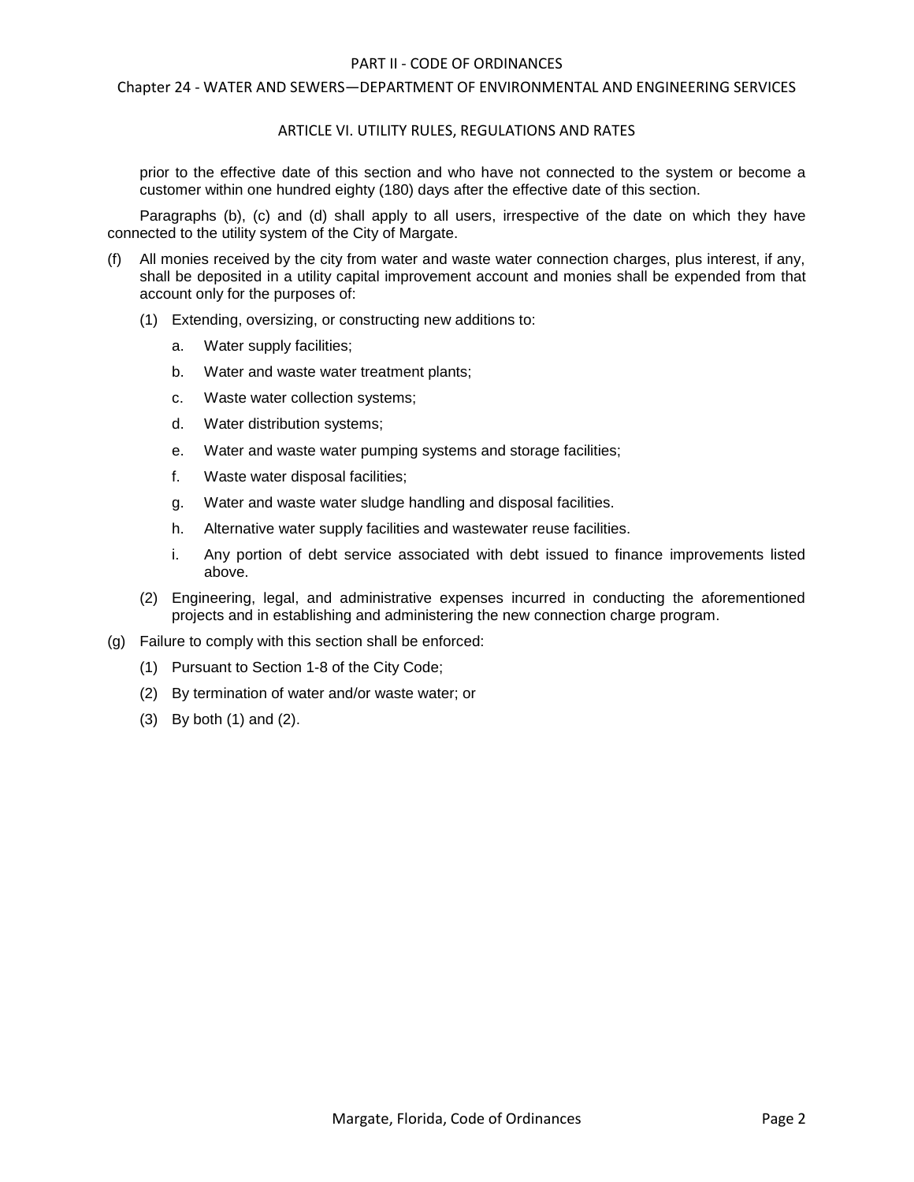prior to the effective date of this section and who have not connected to the system or become a customer within one hundred eighty (180) days after the effective date of this section.

Paragraphs (b), (c) and (d) shall apply to all users, irrespective of the date on which they have connected to the utility system of the City of Margate.

(f) All monies received by the city from water and waste water connection charges, plus interest, if any, shall be deposited in a utility capital improvement account and monies shall be expended from that account only for the purposes of:

   (1) Extending, oversizing, or constructing new additions to:

      a. Water supply facilities;

      b. Water and waste water treatment plants;

      c. Waste water collection systems;

      d. Water distribution systems;

      e. Water and waste water pumping systems and storage facilities;

      f. Waste water disposal facilities;

      g. Water and waste water sludge handling and disposal facilities.

      h. Alternative water supply facilities and wastewater reuse facilities.

      i. Any portion of debt service associated with debt issued to finance improvements listed above.

   (2) Engineering, legal, and administrative expenses incurred in conducting the aforementioned projects and in establishing and administering the new connection charge program.

(g) Failure to comply with this section shall be enforced:

   (1) Pursuant to Section 1-8 of the City Code;

   (2) By termination of water and/or waste water; or

   (3) By both (1) and (2).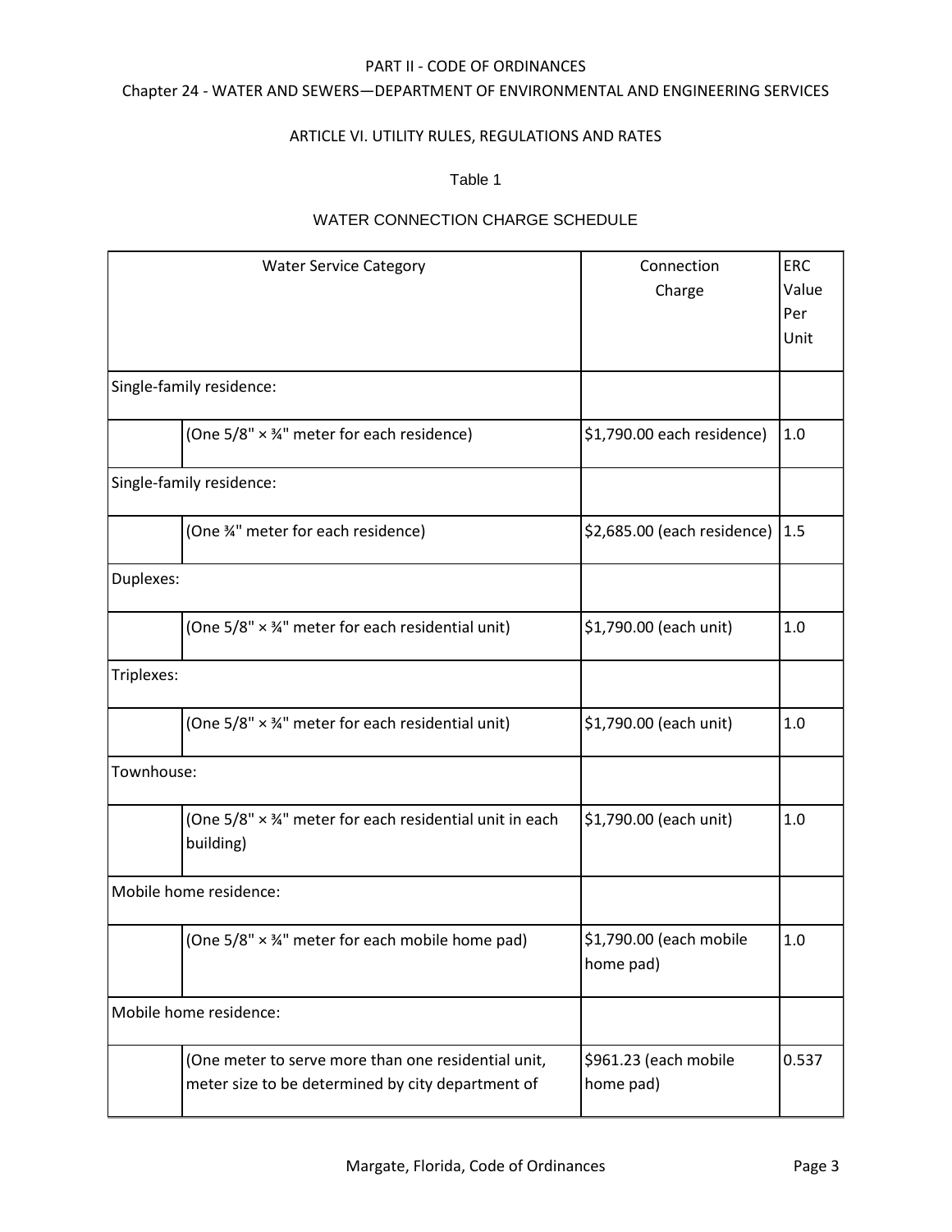Table 1

WATER CONNECTION CHARGE SCHEDULE

| Water Service Category | | Connection Charge | ERC Value Per Unit |
|---|---|---|---|
| Single-family residence: | | | |
| | (One 5/8" × ¾" meter for each residence) | $1,790.00 each residence) | 1.0 |
| Single-family residence: | | | |
| | (One ¾" meter for each residence) | $2,685.00 (each residence) | 1.5 |
| Duplexes: | | | |
| | (One 5/8" × ¾" meter for each residential unit) | $1,790.00 (each unit) | 1.0 |
| Triplexes: | | | |
| | (One 5/8" × ¾" meter for each residential unit) | $1,790.00 (each unit) | 1.0 |
| Townhouse: | | | |
| | (One 5/8" × ¾" meter for each residential unit in each building) | $1,790.00 (each unit) | 1.0 |
| Mobile home residence: | | | |
| | (One 5/8" × ¾" meter for each mobile home pad) | $1,790.00 (each mobile home pad) | 1.0 |
| Mobile home residence: | | | |
| | (One meter to serve more than one residential unit, meter size to be determined by city department of | $961.23 (each mobile home pad) | 0.537 |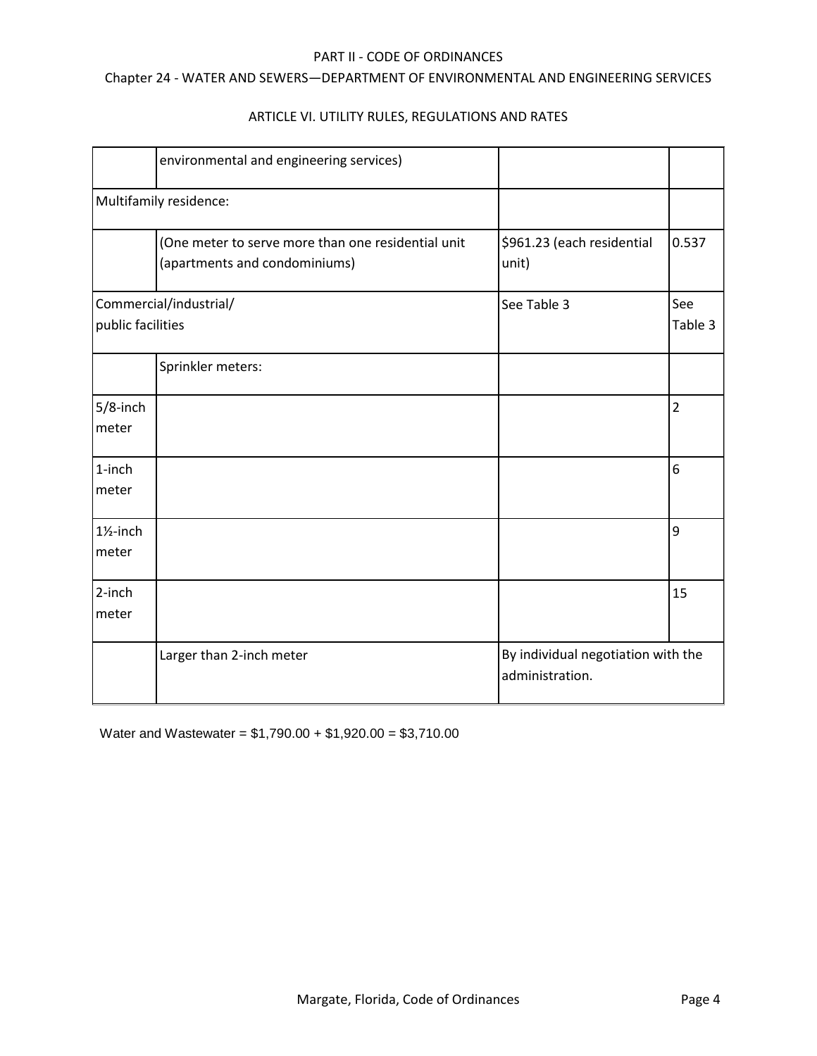|  |  |  |  |
|---|---|---|---|
|  | environmental and engineering services) |  |  |
| Multifamily residence: |  |  |  |
|  | (One meter to serve more than one residential unit (apartments and condominiums) | $961.23 (each residential unit) | 0.537 |
| Commercial/industrial/ public facilities |  | See Table 3 | See Table 3 |
|  | Sprinkler meters: |  |  |
| 5/8-inch meter |  |  | 2 |
| 1-inch meter |  |  | 6 |
| 1½-inch meter |  |  | 9 |
| 2-inch meter |  |  | 15 |
|  | Larger than 2-inch meter | By individual negotiation with the administration. |  |

Water and Wastewater = $1,790.00 + $1,920.00 = $3,710.00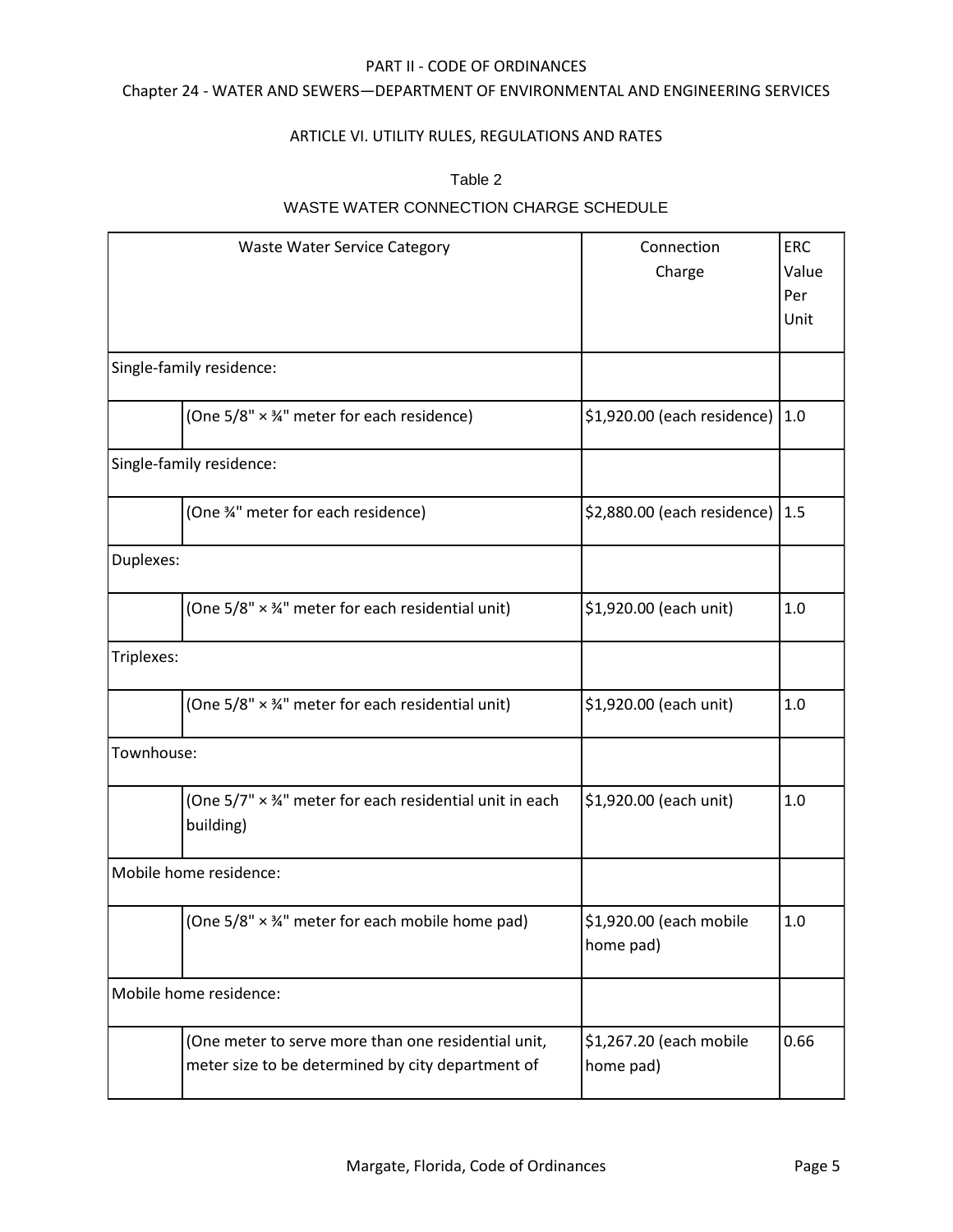PART II - CODE OF ORDINANCES

Chapter 24 - WATER AND SEWERS—DEPARTMENT OF ENVIRONMENTAL AND ENGINEERING SERVICES

ARTICLE VI. UTILITY RULES, REGULATIONS AND RATES

Table 2

WASTE WATER CONNECTION CHARGE SCHEDULE

| Waste Water Service Category | | Connection Charge | ERC Value Per Unit |
|---|---|---|---|
| Single-family residence: | | | |
| | (One 5/8" × ¾" meter for each residence) | $1,920.00 (each residence) | 1.0 |
| Single-family residence: | | | |
| | (One ¾" meter for each residence) | $2,880.00 (each residence) | 1.5 |
| Duplexes: | | | |
| | (One 5/8" × ¾" meter for each residential unit) | $1,920.00 (each unit) | 1.0 |
| Triplexes: | | | |
| | (One 5/8" × ¾" meter for each residential unit) | $1,920.00 (each unit) | 1.0 |
| Townhouse: | | | |
| | (One 5/7" × ¾" meter for each residential unit in each building) | $1,920.00 (each unit) | 1.0 |
| Mobile home residence: | | | |
| | (One 5/8" × ¾" meter for each mobile home pad) | $1,920.00 (each mobile home pad) | 1.0 |
| Mobile home residence: | | | |
| | (One meter to serve more than one residential unit, meter size to be determined by city department of | $1,267.20 (each mobile home pad) | 0.66 |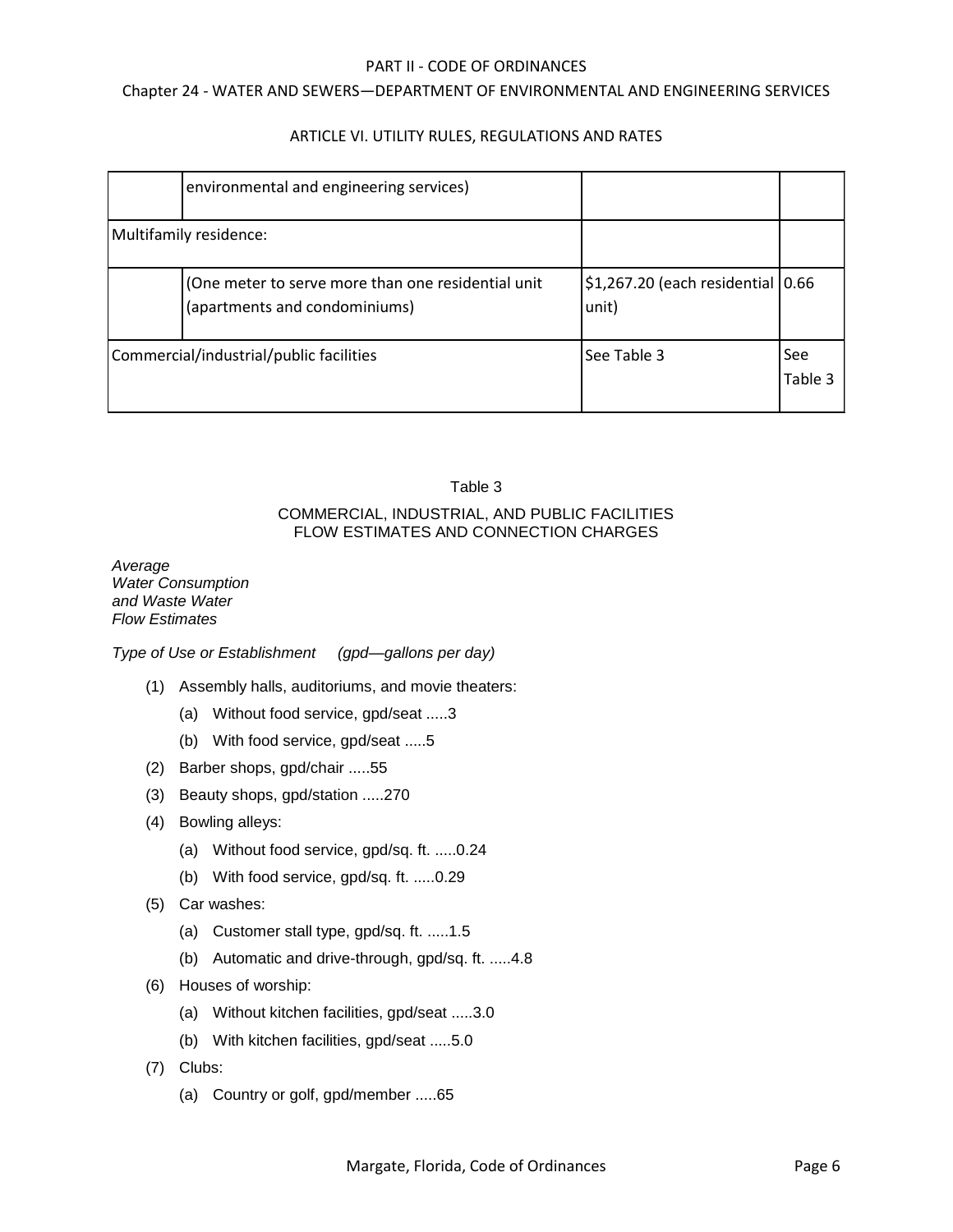| | environmental and engineering services) | | |
|---|---|---|---|
| Multifamily residence: | | | |
| | (One meter to serve more than one residential unit (apartments and condominiums) | $1,267.20 (each residential unit) | 0.66 |
| Commercial/industrial/public facilities | | See Table 3 | See Table 3 |

Table 3

COMMERCIAL, INDUSTRIAL, AND PUBLIC FACILITIES
FLOW ESTIMATES AND CONNECTION CHARGES

*Average Water Consumption and Waste Water Flow Estimates*

*Type of Use or Establishment (gpd—gallons per day)*

(1) Assembly halls, auditoriums, and movie theaters:

- (a) Without food service, gpd/seat .....3
- (b) With food service, gpd/seat .....5

(2) Barber shops, gpd/chair .....55

(3) Beauty shops, gpd/station .....270

(4) Bowling alleys:

- (a) Without food service, gpd/sq. ft. .....0.24
- (b) With food service, gpd/sq. ft. .....0.29

(5) Car washes:

- (a) Customer stall type, gpd/sq. ft. .....1.5
- (b) Automatic and drive-through, gpd/sq. ft. .....4.8

(6) Houses of worship:

- (a) Without kitchen facilities, gpd/seat .....3.0
- (b) With kitchen facilities, gpd/seat .....5.0

(7) Clubs:

- (a) Country or golf, gpd/member .....65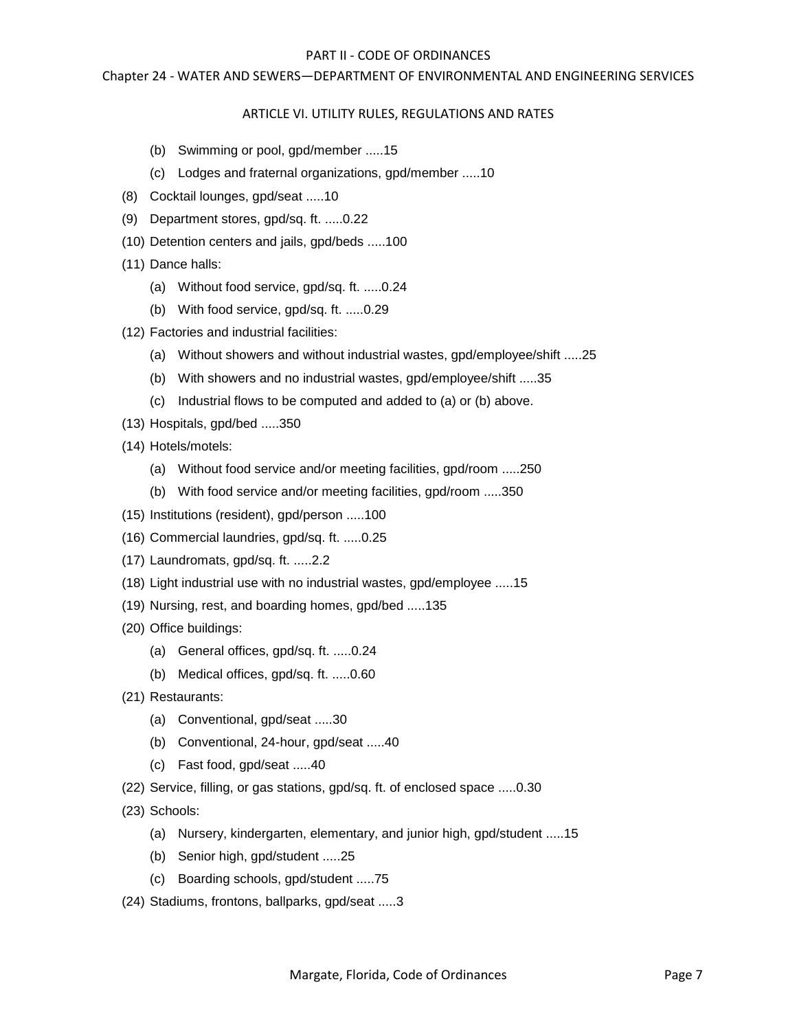(b) Swimming or pool, gpd/member .....15

(c) Lodges and fraternal organizations, gpd/member .....10

(8) Cocktail lounges, gpd/seat .....10

(9) Department stores, gpd/sq. ft. .....0.22

(10) Detention centers and jails, gpd/beds .....100

(11) Dance halls:

(a) Without food service, gpd/sq. ft. .....0.24

(b) With food service, gpd/sq. ft. .....0.29

(12) Factories and industrial facilities:

(a) Without showers and without industrial wastes, gpd/employee/shift .....25

(b) With showers and no industrial wastes, gpd/employee/shift .....35

(c) Industrial flows to be computed and added to (a) or (b) above.

(13) Hospitals, gpd/bed .....350

(14) Hotels/motels:

(a) Without food service and/or meeting facilities, gpd/room .....250

(b) With food service and/or meeting facilities, gpd/room .....350

(15) Institutions (resident), gpd/person .....100

(16) Commercial laundries, gpd/sq. ft. .....0.25

(17) Laundromats, gpd/sq. ft. .....2.2

(18) Light industrial use with no industrial wastes, gpd/employee .....15

(19) Nursing, rest, and boarding homes, gpd/bed .....135

(20) Office buildings:

(a) General offices, gpd/sq. ft. .....0.24

(b) Medical offices, gpd/sq. ft. .....0.60

(21) Restaurants:

(a) Conventional, gpd/seat .....30

(b) Conventional, 24-hour, gpd/seat .....40

(c) Fast food, gpd/seat .....40

(22) Service, filling, or gas stations, gpd/sq. ft. of enclosed space .....0.30

(23) Schools:

(a) Nursery, kindergarten, elementary, and junior high, gpd/student .....15

(b) Senior high, gpd/student .....25

(c) Boarding schools, gpd/student .....75

(24) Stadiums, frontons, ballparks, gpd/seat .....3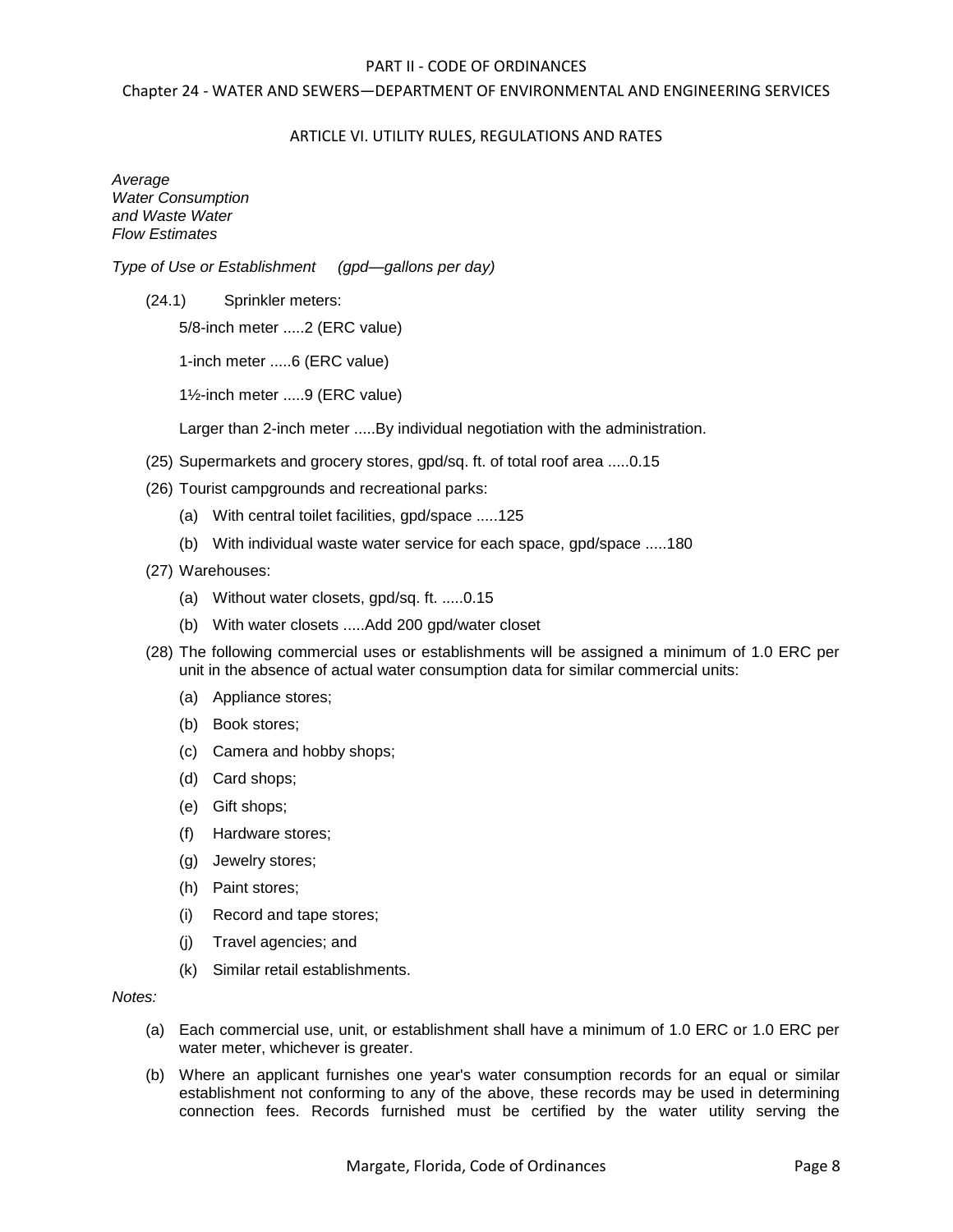*Average*
*Water Consumption*
*and Waste Water*
*Flow Estimates*

*Type of Use or Establishment (gpd—gallons per day)*

(24.1) Sprinkler meters:

5/8-inch meter .....2 (ERC value)

1-inch meter .....6 (ERC value)

1½-inch meter .....9 (ERC value)

Larger than 2-inch meter .....By individual negotiation with the administration.

(25) Supermarkets and grocery stores, gpd/sq. ft. of total roof area .....0.15

(26) Tourist campgrounds and recreational parks:

- (a) With central toilet facilities, gpd/space .....125
- (b) With individual waste water service for each space, gpd/space .....180

(27) Warehouses:

- (a) Without water closets, gpd/sq. ft. .....0.15
- (b) With water closets .....Add 200 gpd/water closet

(28) The following commercial uses or establishments will be assigned a minimum of 1.0 ERC per unit in the absence of actual water consumption data for similar commercial units:

- (a) Appliance stores;
- (b) Book stores;
- (c) Camera and hobby shops;
- (d) Card shops;
- (e) Gift shops;
- (f) Hardware stores;
- (g) Jewelry stores;
- (h) Paint stores;
- (i) Record and tape stores;
- (j) Travel agencies; and
- (k) Similar retail establishments.

*Notes:*

- (a) Each commercial use, unit, or establishment shall have a minimum of 1.0 ERC or 1.0 ERC per water meter, whichever is greater.
- (b) Where an applicant furnishes one year's water consumption records for an equal or similar establishment not conforming to any of the above, these records may be used in determining connection fees. Records furnished must be certified by the water utility serving the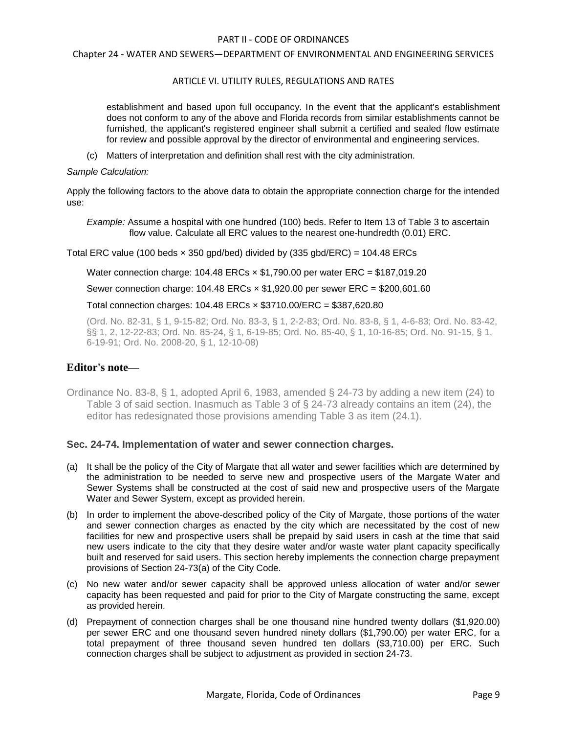establishment and based upon full occupancy. In the event that the applicant's establishment does not conform to any of the above and Florida records from similar establishments cannot be furnished, the applicant's registered engineer shall submit a certified and sealed flow estimate for review and possible approval by the director of environmental and engineering services.

(c) Matters of interpretation and definition shall rest with the city administration.

*Sample Calculation:*

Apply the following factors to the above data to obtain the appropriate connection charge for the intended use:

*Example:* Assume a hospital with one hundred (100) beds. Refer to Item 13 of Table 3 to ascertain flow value. Calculate all ERC values to the nearest one-hundredth (0.01) ERC.

Total ERC value (100 beds × 350 gpd/bed) divided by (335 gbd/ERC) = 104.48 ERCs

Water connection charge: 104.48 ERCs × $1,790.00 per water ERC = $187,019.20

Sewer connection charge: 104.48 ERCs × $1,920.00 per sewer ERC = $200,601.60

Total connection charges: 104.48 ERCs × $3710.00/ERC = $387,620.80

(Ord. No. 82-31, § 1, 9-15-82; Ord. No. 83-3, § 1, 2-2-83; Ord. No. 83-8, § 1, 4-6-83; Ord. No. 83-42, §§ 1, 2, 12-22-83; Ord. No. 85-24, § 1, 6-19-85; Ord. No. 85-40, § 1, 10-16-85; Ord. No. 91-15, § 1, 6-19-91; Ord. No. 2008-20, § 1, 12-10-08)

## Editor's note—

Ordinance No. 83-8, § 1, adopted April 6, 1983, amended § 24-73 by adding a new item (24) to Table 3 of said section. Inasmuch as Table 3 of § 24-73 already contains an item (24), the editor has redesignated those provisions amending Table 3 as item (24.1).

### Sec. 24-74. Implementation of water and sewer connection charges.

(a) It shall be the policy of the City of Margate that all water and sewer facilities which are determined by the administration to be needed to serve new and prospective users of the Margate Water and Sewer Systems shall be constructed at the cost of said new and prospective users of the Margate Water and Sewer System, except as provided herein.

(b) In order to implement the above-described policy of the City of Margate, those portions of the water and sewer connection charges as enacted by the city which are necessitated by the cost of new facilities for new and prospective users shall be prepaid by said users in cash at the time that said new users indicate to the city that they desire water and/or waste water plant capacity specifically built and reserved for said users. This section hereby implements the connection charge prepayment provisions of Section 24-73(a) of the City Code.

(c) No new water and/or sewer capacity shall be approved unless allocation of water and/or sewer capacity has been requested and paid for prior to the City of Margate constructing the same, except as provided herein.

(d) Prepayment of connection charges shall be one thousand nine hundred twenty dollars ($1,920.00) per sewer ERC and one thousand seven hundred ninety dollars ($1,790.00) per water ERC, for a total prepayment of three thousand seven hundred ten dollars ($3,710.00) per ERC. Such connection charges shall be subject to adjustment as provided in section 24-73.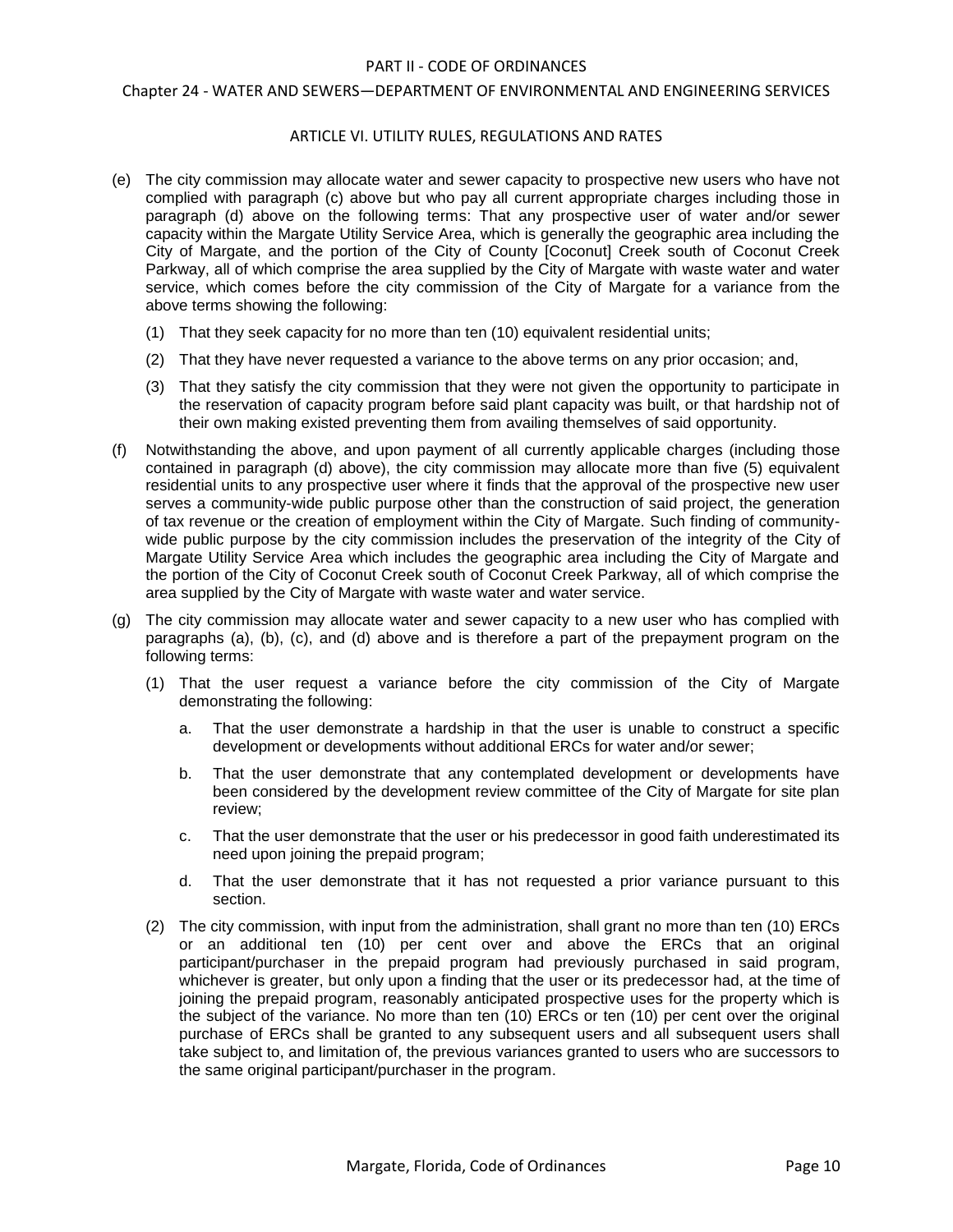(e) The city commission may allocate water and sewer capacity to prospective new users who have not complied with paragraph (c) above but who pay all current appropriate charges including those in paragraph (d) above on the following terms: That any prospective user of water and/or sewer capacity within the Margate Utility Service Area, which is generally the geographic area including the City of Margate, and the portion of the City of County [Coconut] Creek south of Coconut Creek Parkway, all of which comprise the area supplied by the City of Margate with waste water and water service, which comes before the city commission of the City of Margate for a variance from the above terms showing the following:

   (1) That they seek capacity for no more than ten (10) equivalent residential units;

   (2) That they have never requested a variance to the above terms on any prior occasion; and,

   (3) That they satisfy the city commission that they were not given the opportunity to participate in the reservation of capacity program before said plant capacity was built, or that hardship not of their own making existed preventing them from availing themselves of said opportunity.

(f) Notwithstanding the above, and upon payment of all currently applicable charges (including those contained in paragraph (d) above), the city commission may allocate more than five (5) equivalent residential units to any prospective user where it finds that the approval of the prospective new user serves a community-wide public purpose other than the construction of said project, the generation of tax revenue or the creation of employment within the City of Margate. Such finding of community-wide public purpose by the city commission includes the preservation of the integrity of the City of Margate Utility Service Area which includes the geographic area including the City of Margate and the portion of the City of Coconut Creek south of Coconut Creek Parkway, all of which comprise the area supplied by the City of Margate with waste water and water service.

(g) The city commission may allocate water and sewer capacity to a new user who has complied with paragraphs (a), (b), (c), and (d) above and is therefore a part of the prepayment program on the following terms:

   (1) That the user request a variance before the city commission of the City of Margate demonstrating the following:

      a. That the user demonstrate a hardship in that the user is unable to construct a specific development or developments without additional ERCs for water and/or sewer;

      b. That the user demonstrate that any contemplated development or developments have been considered by the development review committee of the City of Margate for site plan review;

      c. That the user demonstrate that the user or his predecessor in good faith underestimated its need upon joining the prepaid program;

      d. That the user demonstrate that it has not requested a prior variance pursuant to this section.

   (2) The city commission, with input from the administration, shall grant no more than ten (10) ERCs or an additional ten (10) per cent over and above the ERCs that an original participant/purchaser in the prepaid program had previously purchased in said program, whichever is greater, but only upon a finding that the user or its predecessor had, at the time of joining the prepaid program, reasonably anticipated prospective uses for the property which is the subject of the variance. No more than ten (10) ERCs or ten (10) per cent over the original purchase of ERCs shall be granted to any subsequent users and all subsequent users shall take subject to, and limitation of, the previous variances granted to users who are successors to the same original participant/purchaser in the program.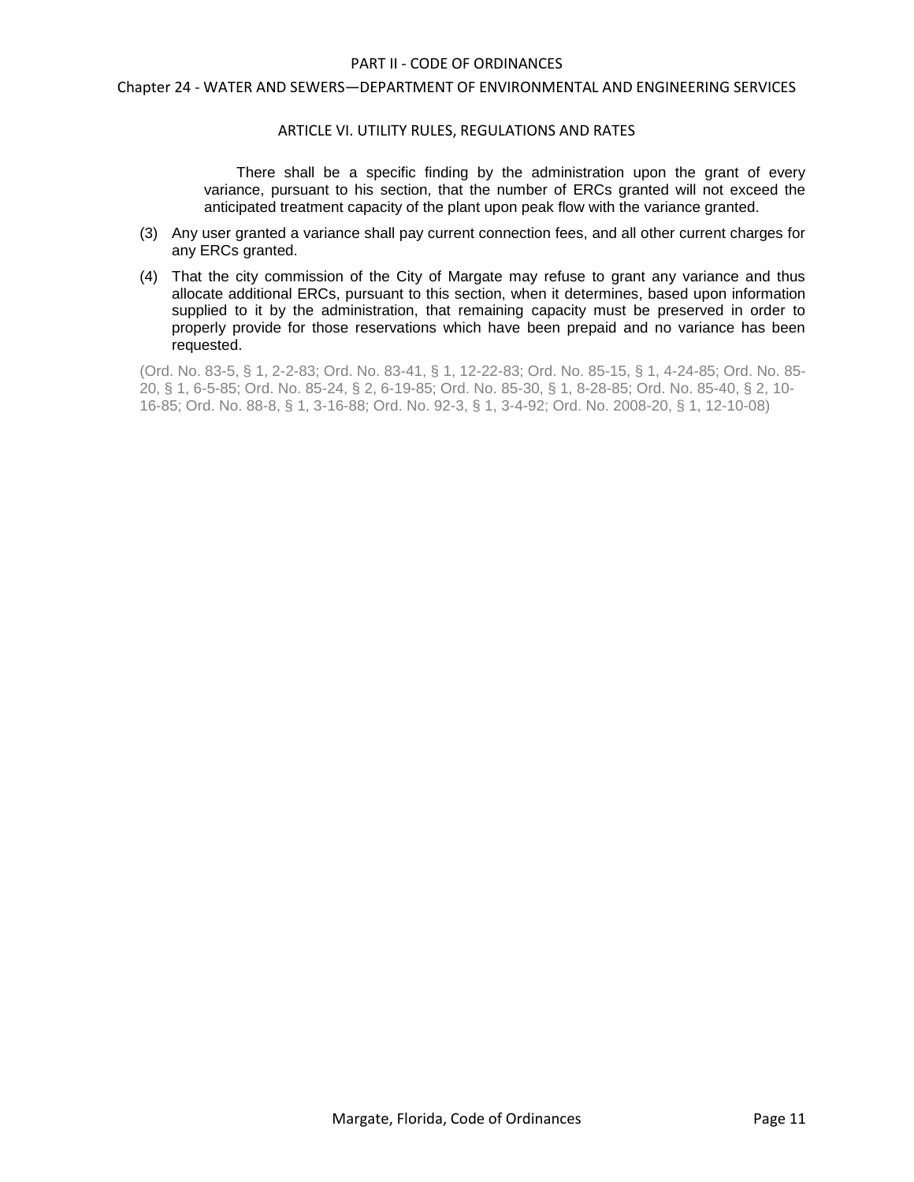There shall be a specific finding by the administration upon the grant of every variance, pursuant to his section, that the number of ERCs granted will not exceed the anticipated treatment capacity of the plant upon peak flow with the variance granted.

(3) Any user granted a variance shall pay current connection fees, and all other current charges for any ERCs granted.

(4) That the city commission of the City of Margate may refuse to grant any variance and thus allocate additional ERCs, pursuant to this section, when it determines, based upon information supplied to it by the administration, that remaining capacity must be preserved in order to properly provide for those reservations which have been prepaid and no variance has been requested.

(Ord. No. 83-5, § 1, 2-2-83; Ord. No. 83-41, § 1, 12-22-83; Ord. No. 85-15, § 1, 4-24-85; Ord. No. 85-20, § 1, 6-5-85; Ord. No. 85-24, § 2, 6-19-85; Ord. No. 85-30, § 1, 8-28-85; Ord. No. 85-40, § 2, 10-16-85; Ord. No. 88-8, § 1, 3-16-88; Ord. No. 92-3, § 1, 3-4-92; Ord. No. 2008-20, § 1, 12-10-08)